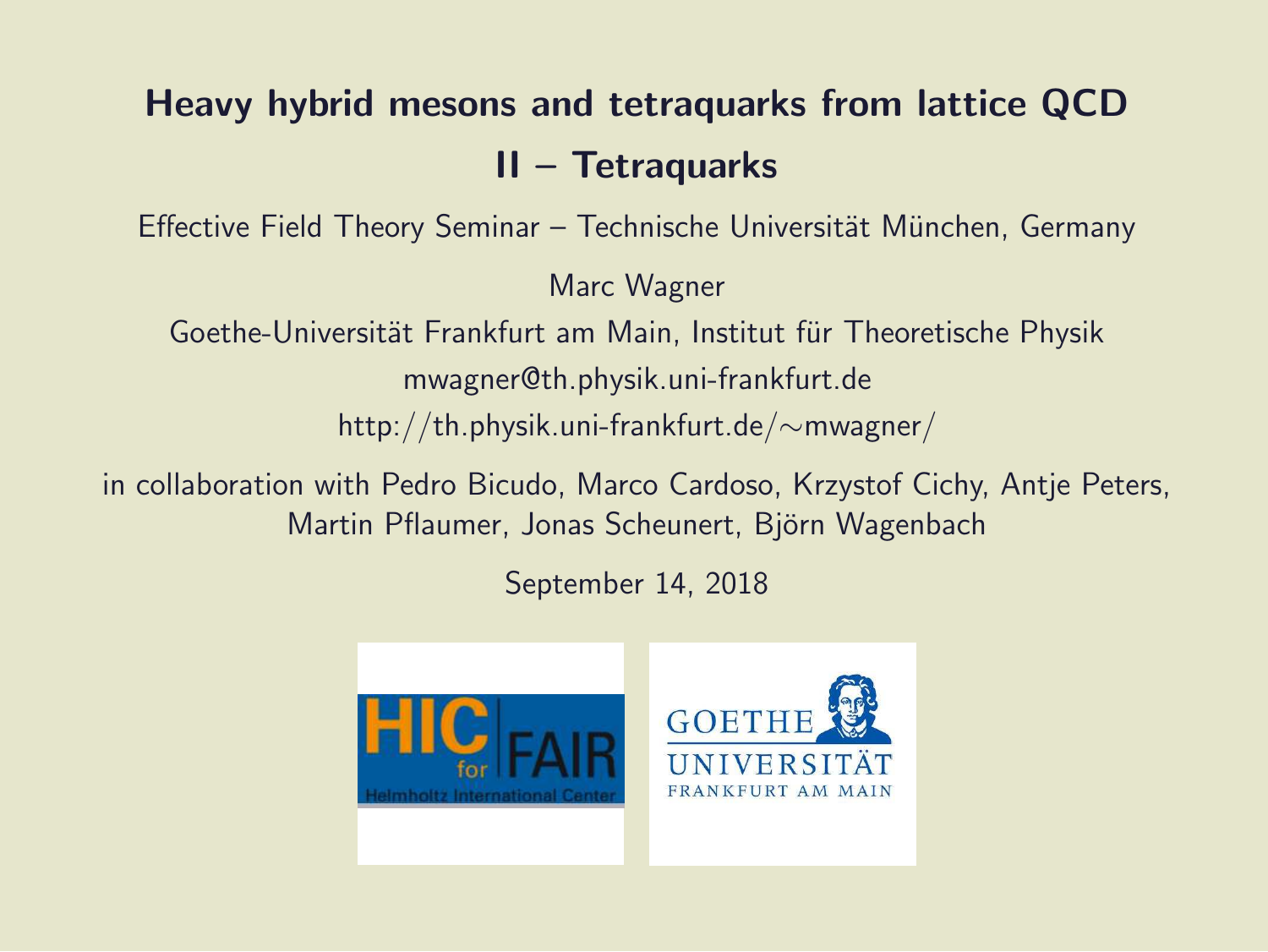# Heavy hybrid mesons and tetraquarks from lattice QCD

## II – Tetraquarks

Effective Field Theory Seminar – Technische Universität München, Germany

Marc Wagner

Goethe-Universität Frankfurt am Main, Institut für Theoretische Physik

mwagner@th.physik.uni-frankfurt.de

http://th.physik.uni-frankfurt.de/∼mwagner/

in collaboration with Pedro Bicudo, Marco Cardoso, Krzystof Cichy, Antje Peters, Martin Pflaumer, Jonas Scheunert, Björn Wagenbach

September 14, 2018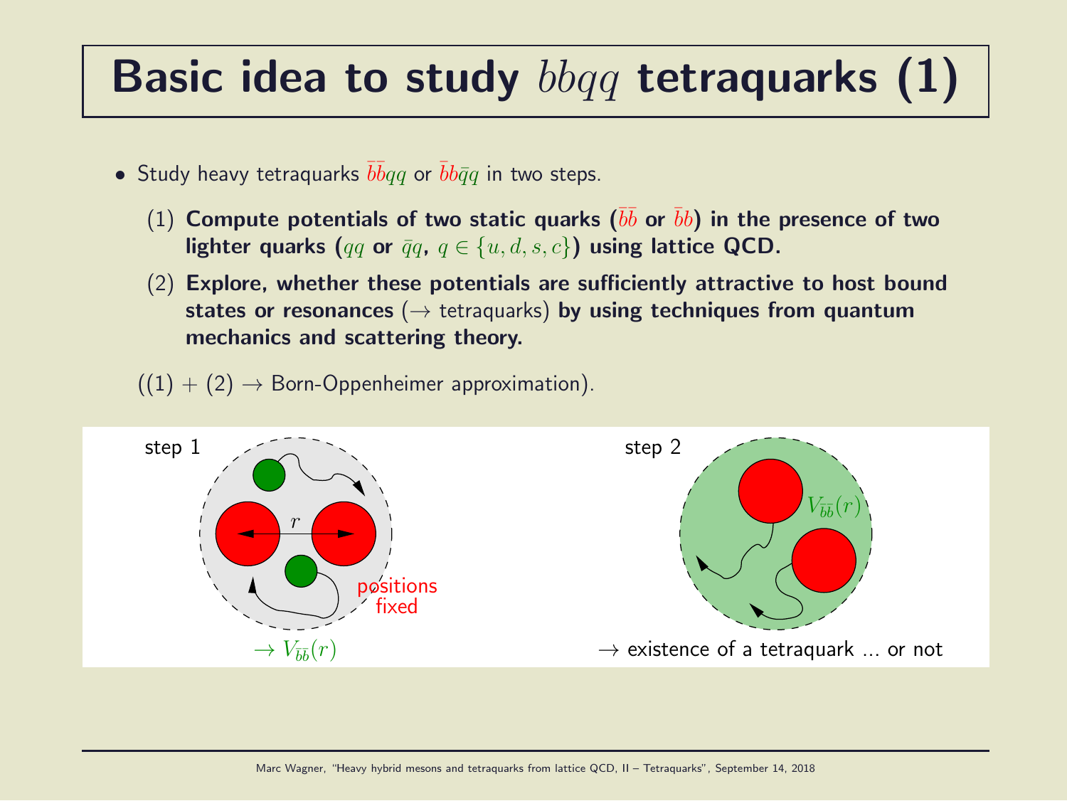# Basic idea to study $bbqq$ tetraquarks (1)

- Study heavy tetraquarks $\bar{b}\bar{b}qq$ or $\bar{b}b\bar{q}q$ in two steps.

  (1) **Compute potentials of two static quarks ($\bar{b}\bar{b}$ or $\bar{b}b$) in the presence of two lighter quarks ($qq$ or $\bar{q}q$, $q \in \{u, d, s, c\}$) using lattice QCD.**

  (2) **Explore, whether these potentials are sufficiently attractive to host bound states or resonances** ($\rightarrow$ tetraquarks) **by using techniques from quantum mechanics and scattering theory.**

((1) + (2) $\rightarrow$ Born-Oppenheimer approximation).

step 1

$r$

positions fixed

$\rightarrow V_{\bar{b}\bar{b}}(r)$

step 2

$V_{\bar{b}\bar{b}}(r)$

$\rightarrow$ existence of a tetraquark ... or not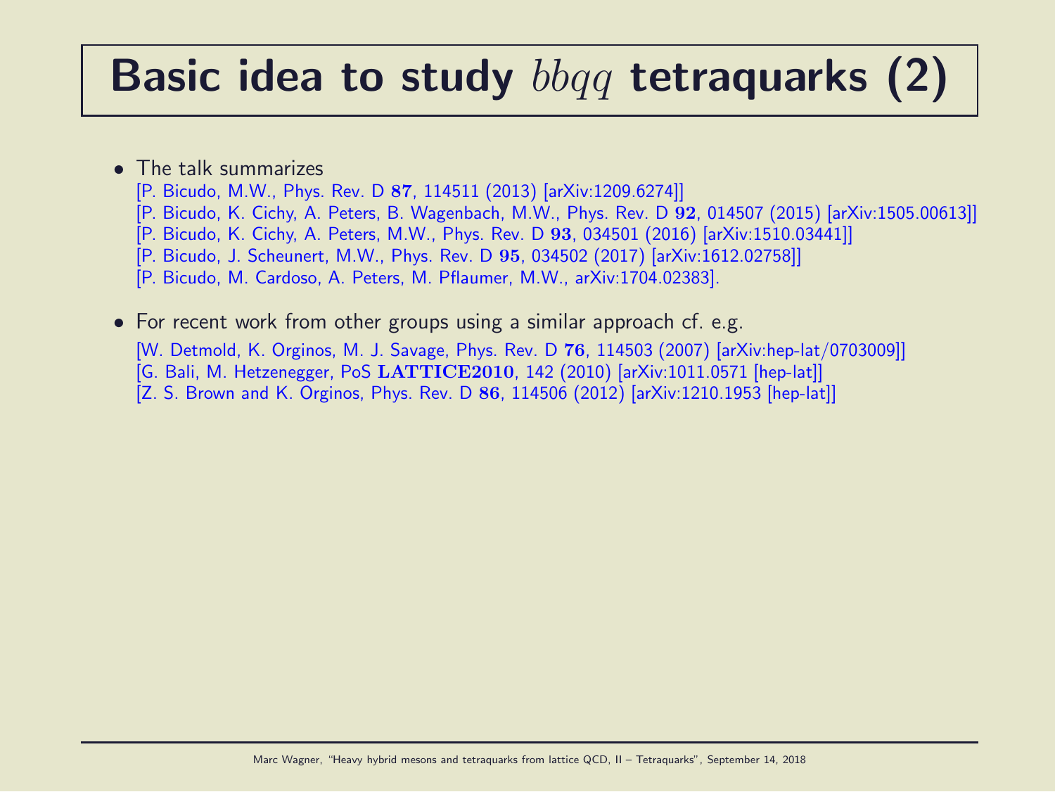# Basic idea to study $bbqq$ tetraquarks (2)

- The talk summarizes
  [P. Bicudo, M.W., Phys. Rev. D **87**, 114511 (2013) [arXiv:1209.6274]]
  [P. Bicudo, K. Cichy, A. Peters, B. Wagenbach, M.W., Phys. Rev. D **92**, 014507 (2015) [arXiv:1505.00613]]
  [P. Bicudo, K. Cichy, A. Peters, M.W., Phys. Rev. D **93**, 034501 (2016) [arXiv:1510.03441]]
  [P. Bicudo, J. Scheunert, M.W., Phys. Rev. D **95**, 034502 (2017) [arXiv:1612.02758]]
  [P. Bicudo, M. Cardoso, A. Peters, M. Pflaumer, M.W., arXiv:1704.02383].

- For recent work from other groups using a similar approach cf. e.g.
  [W. Detmold, K. Orginos, M. J. Savage, Phys. Rev. D **76**, 114503 (2007) [arXiv:hep-lat/0703009]]
  [G. Bali, M. Hetzenegger, PoS **LATTICE2010**, 142 (2010) [arXiv:1011.0571 [hep-lat]]
  [Z. S. Brown and K. Orginos, Phys. Rev. D **86**, 114506 (2012) [arXiv:1210.1953 [hep-lat]]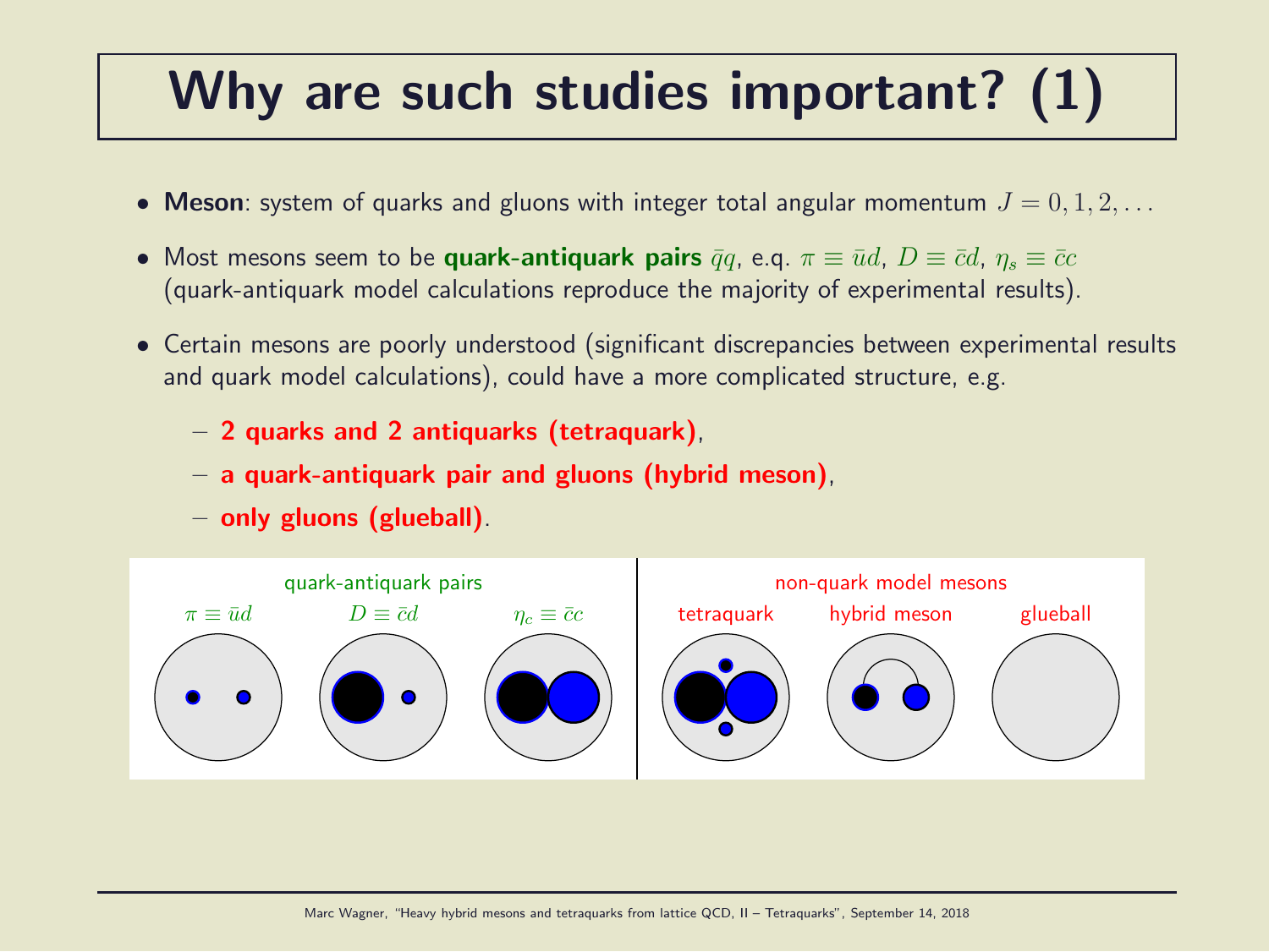# Why are such studies important? (1)

- **Meson**: system of quarks and gluons with integer total angular momentum $J = 0, 1, 2, \ldots$
- Most mesons seem to be **quark-antiquark pairs** $\bar{q}q$, e.g. $\pi \equiv \bar{u}d$, $D \equiv \bar{c}d$, $\eta_s \equiv \bar{c}c$ (quark-antiquark model calculations reproduce the majority of experimental results).
- Certain mesons are poorly understood (significant discrepancies between experimental results and quark model calculations), could have a more complicated structure, e.g.
  - **2 quarks and 2 antiquarks (tetraquark)**,
  - **a quark-antiquark pair and gluons (hybrid meson)**,
  - **only gluons (glueball)**.

quark-antiquark pairs: $\pi \equiv \bar{u}d$, $D \equiv \bar{c}d$, $\eta_c \equiv \bar{c}c$

non-quark model mesons: tetraquark, hybrid meson, glueball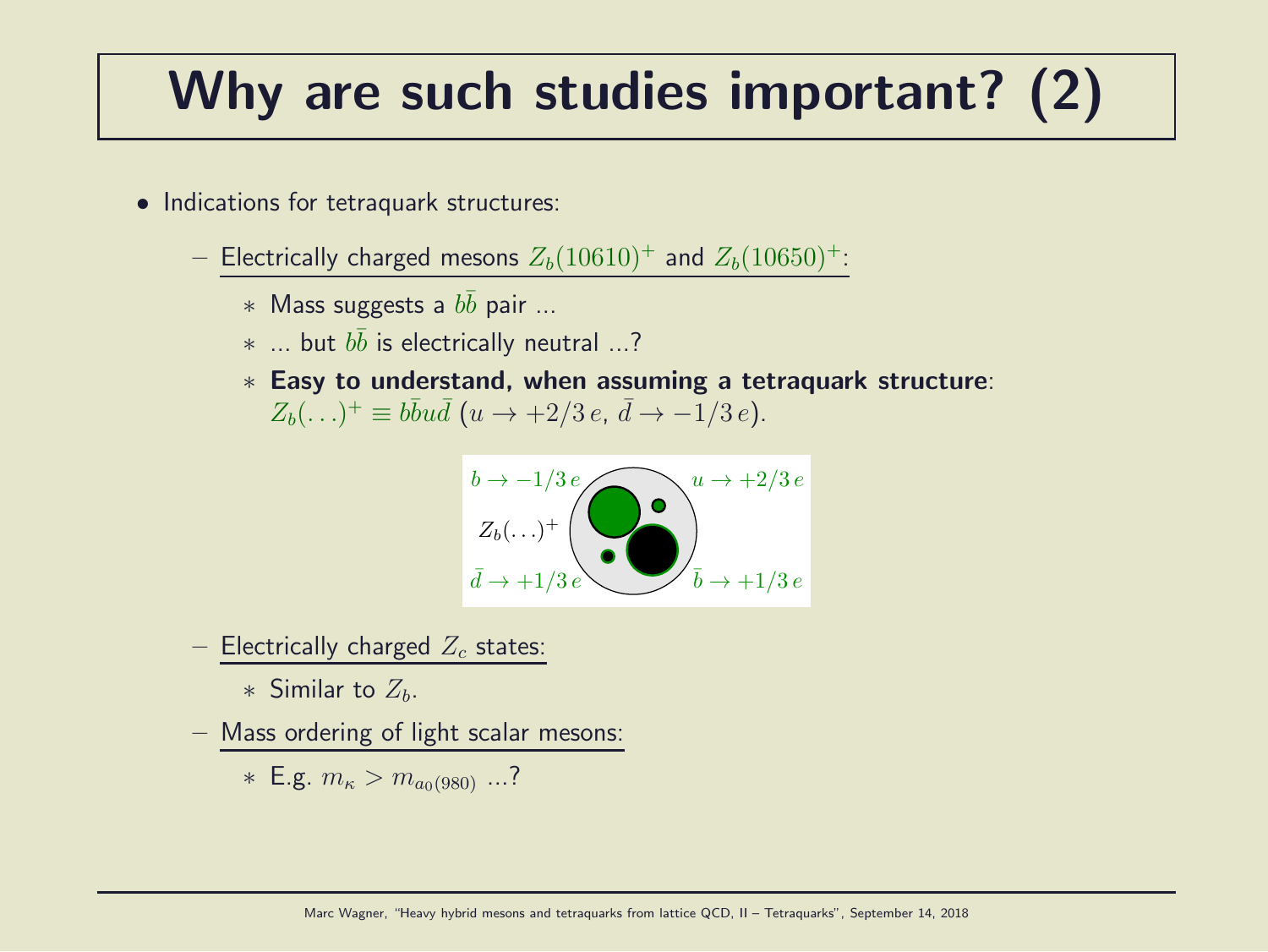# Why are such studies important? (2)

- Indications for tetraquark structures:
  - Electrically charged mesons $Z_b(10610)^+$ and $Z_b(10650)^+$:
    - Mass suggests a $b\bar{b}$ pair ...
    - ... but $b\bar{b}$ is electrically neutral ...?
    - **Easy to understand, when assuming a tetraquark structure**: $Z_b(\ldots)^+ \equiv b\bar{b}u\bar{d}$ ($u \rightarrow +2/3\,e$, $\bar{d} \rightarrow -1/3\,e$).

$b \rightarrow -1/3\,e$ &nbsp; $u \rightarrow +2/3\,e$

$Z_b(\ldots)^+$

$\bar{d} \rightarrow +1/3\,e$ &nbsp; $\bar{b} \rightarrow +1/3\,e$

  - Electrically charged $Z_c$ states:
    - Similar to $Z_b$.
  - Mass ordering of light scalar mesons:
    - E.g. $m_\kappa > m_{a_0(980)}$ ...?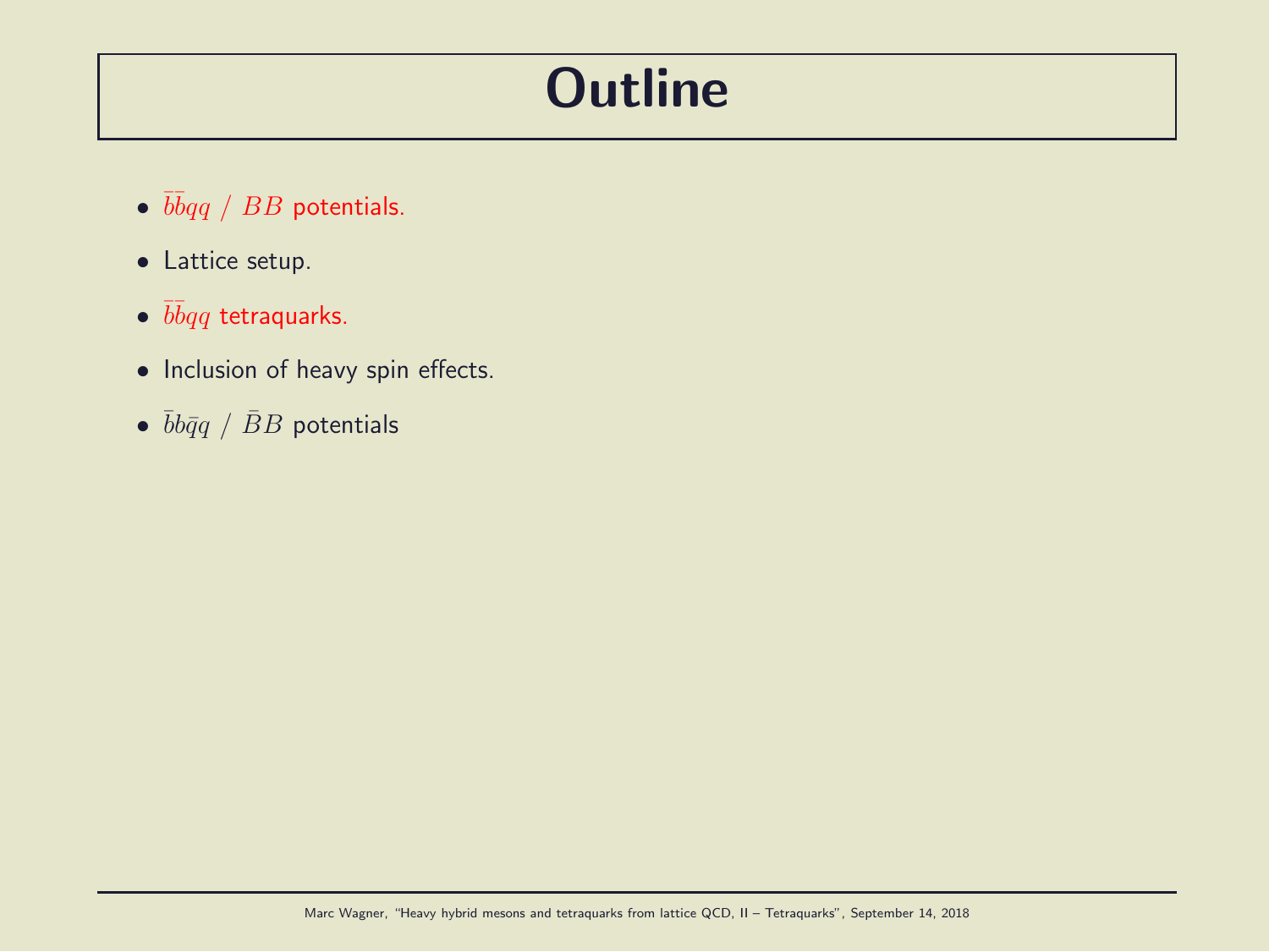# Outline

- $\bar{b}\bar{b}qq$ / $BB$ potentials.
- Lattice setup.
- $\bar{b}\bar{b}qq$ tetraquarks.
- Inclusion of heavy spin effects.
- $\bar{b}b\bar{q}q$ / $\bar{B}B$ potentials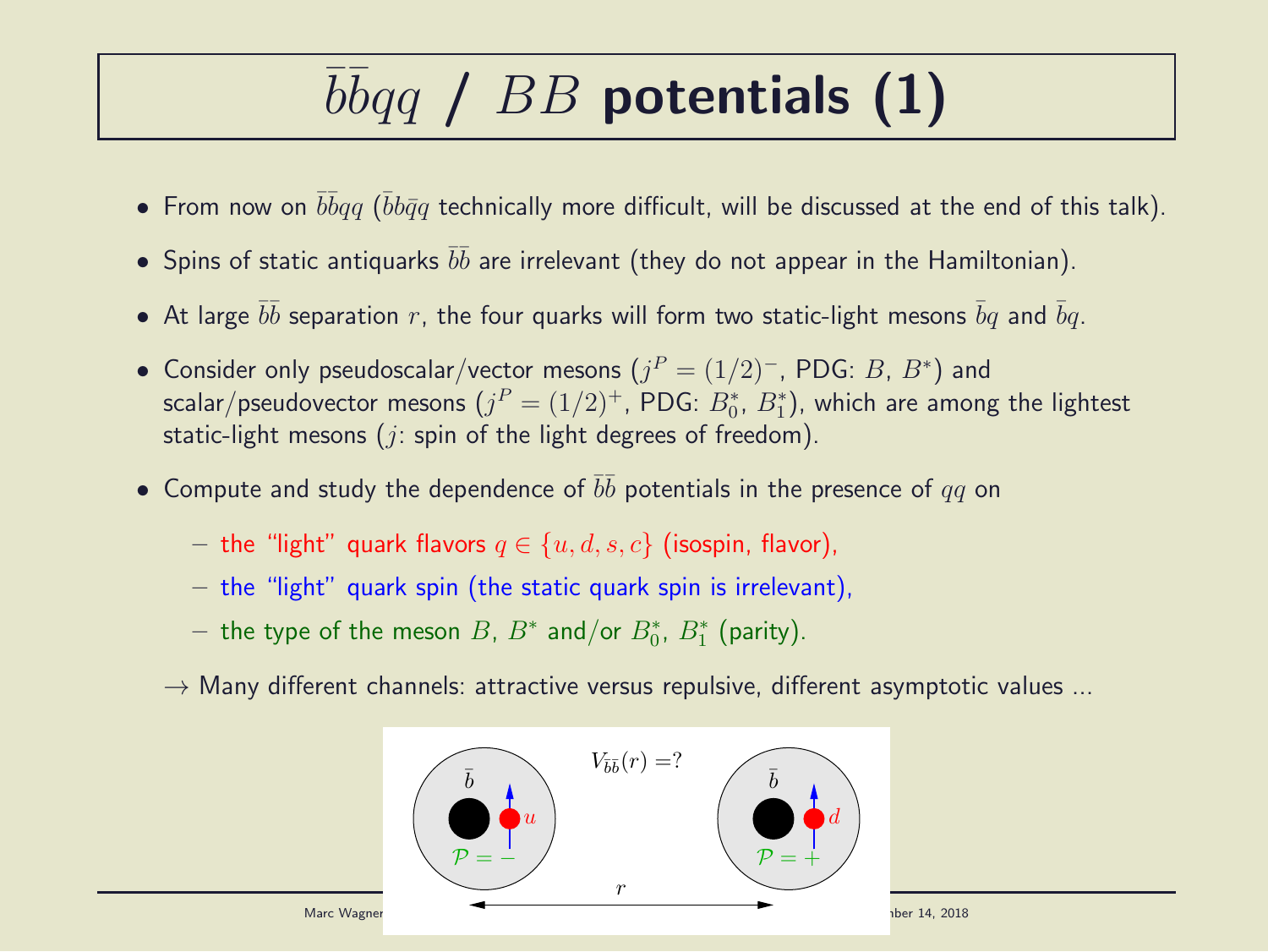# $\bar{b}\bar{b}qq$ / $BB$ potentials (1)

- From now on $\bar{b}\bar{b}qq$ ($\bar{b}b\bar{q}q$ technically more difficult, will be discussed at the end of this talk).
- Spins of static antiquarks $\bar{b}\bar{b}$ are irrelevant (they do not appear in the Hamiltonian).
- At large $\bar{b}\bar{b}$ separation $r$, the four quarks will form two static-light mesons $\bar{b}q$ and $\bar{b}q$.
- Consider only pseudoscalar/vector mesons ($j^P = (1/2)^-$, PDG: $B$, $B^*$) and scalar/pseudovector mesons ($j^P = (1/2)^+$, PDG: $B_0^*$, $B_1^*$), which are among the lightest static-light mesons ($j$: spin of the light degrees of freedom).
- Compute and study the dependence of $\bar{b}\bar{b}$ potentials in the presence of $qq$ on
  - the "light" quark flavors $q \in \{u, d, s, c\}$ (isospin, flavor),
  - the "light" quark spin (the static quark spin is irrelevant),
  - the type of the meson $B$, $B^*$ and/or $B_0^*$, $B_1^*$ (parity).

  $\rightarrow$ Many different channels: attractive versus repulsive, different asymptotic values ...

$V_{\bar{b}\bar{b}}(r) = ?$

$\bar{b}$ $u$ $\mathcal{P} = -$ | $\bar{b}$ $d$ $\mathcal{P} = +$ | $r$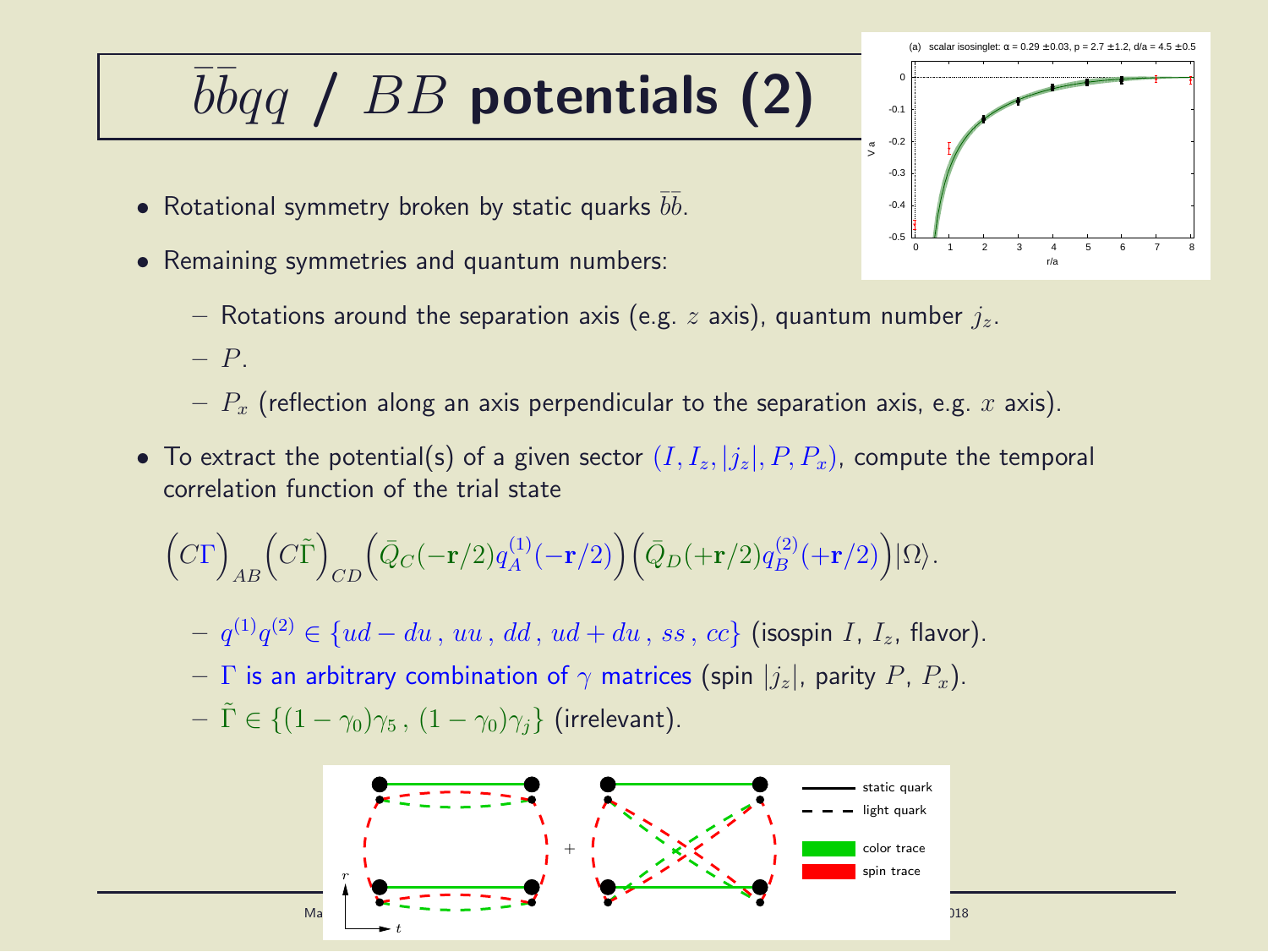# $\bar{b}\bar{b}qq$ / $BB$ potentials (2)

- Rotational symmetry broken by static quarks $\bar{b}\bar{b}$.
- Remaining symmetries and quantum numbers:
  - Rotations around the separation axis (e.g. $z$ axis), quantum number $j_z$.
  - $P$.
  - $P_x$ (reflection along an axis perpendicular to the separation axis, e.g. $x$ axis).
- To extract the potential(s) of a given sector $(I, I_z, |j_z|, P, P_x)$, compute the temporal correlation function of the trial state

$$\Big(C\Gamma\Big)_{AB}\Big(C\tilde{\Gamma}\Big)_{CD}\Big(\bar{Q}_C(-\mathbf{r}/2)q_A^{(1)}(-\mathbf{r}/2)\Big)\Big(\bar{Q}_D(+\mathbf{r}/2)q_B^{(2)}(+\mathbf{r}/2)\Big)|\Omega\rangle.$$

  - $q^{(1)}q^{(2)} \in \{ud - du\,,\, uu\,,\, dd\,,\, ud + du\,,\, ss\,,\, cc\}$ (isospin $I$, $I_z$, flavor).
  - $\Gamma$ is an arbitrary combination of $\gamma$ matrices (spin $|j_z|$, parity $P$, $P_x$).
  - $\tilde{\Gamma} \in \{(1 - \gamma_0)\gamma_5\,,\, (1 - \gamma_0)\gamma_j\}$ (irrelevant).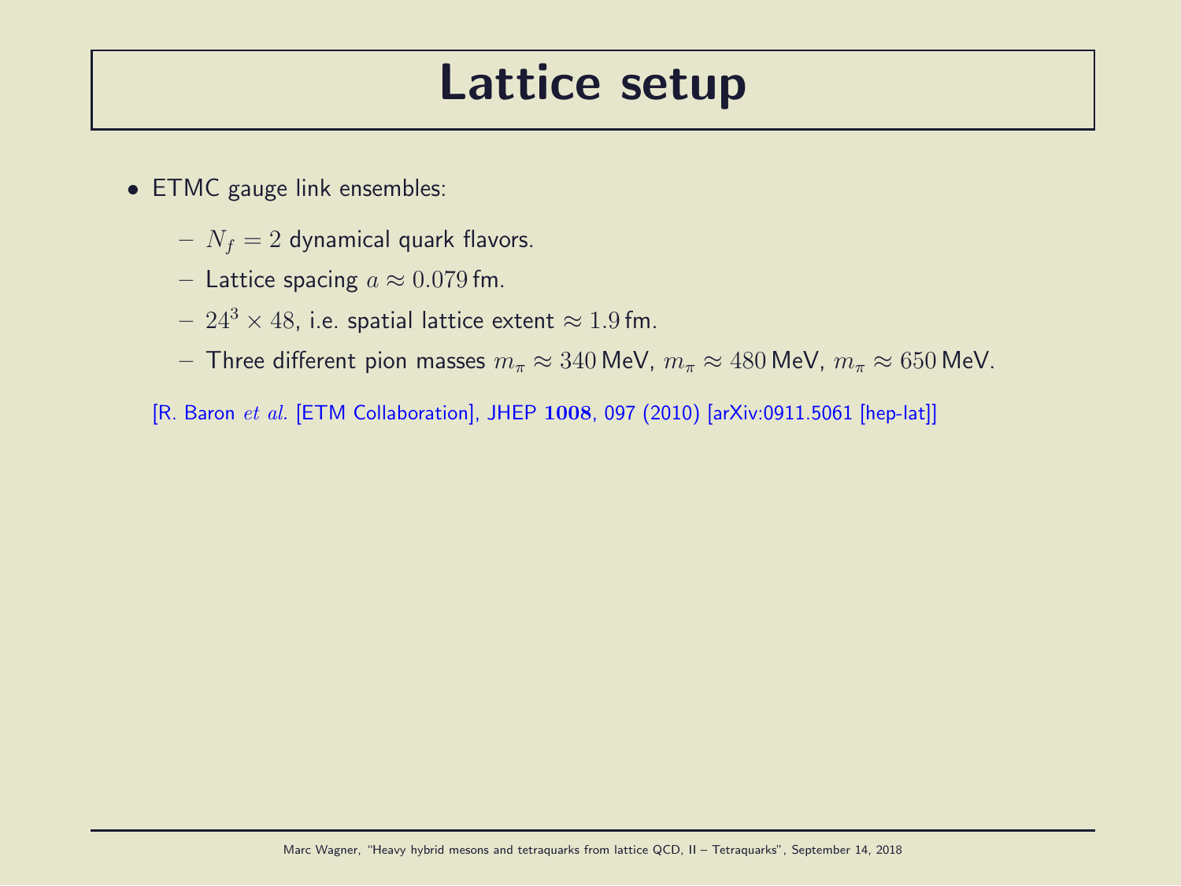# Lattice setup

- ETMC gauge link ensembles:
  - $N_f = 2$ dynamical quark flavors.
  - Lattice spacing $a \approx 0.079\,\text{fm}$.
  - $24^3 \times 48$, i.e. spatial lattice extent $\approx 1.9\,\text{fm}$.
  - Three different pion masses $m_\pi \approx 340\,\text{MeV}$, $m_\pi \approx 480\,\text{MeV}$, $m_\pi \approx 650\,\text{MeV}$.

[R. Baron *et al.* [ETM Collaboration], JHEP **1008**, 097 (2010) [arXiv:0911.5061 [hep-lat]]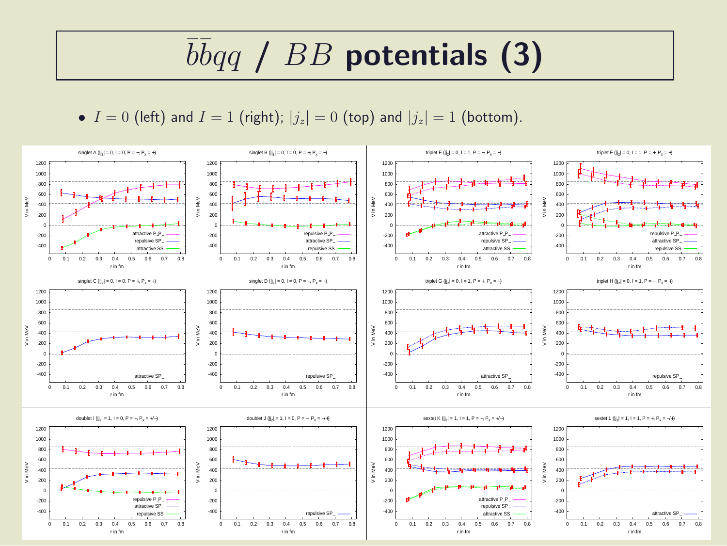# $\bar{b}\bar{b}qq$ / $BB$ potentials (3)

- $I = 0$ (left) and $I = 1$ (right); $|j_z| = 0$ (top) and $|j_z| = 1$ (bottom).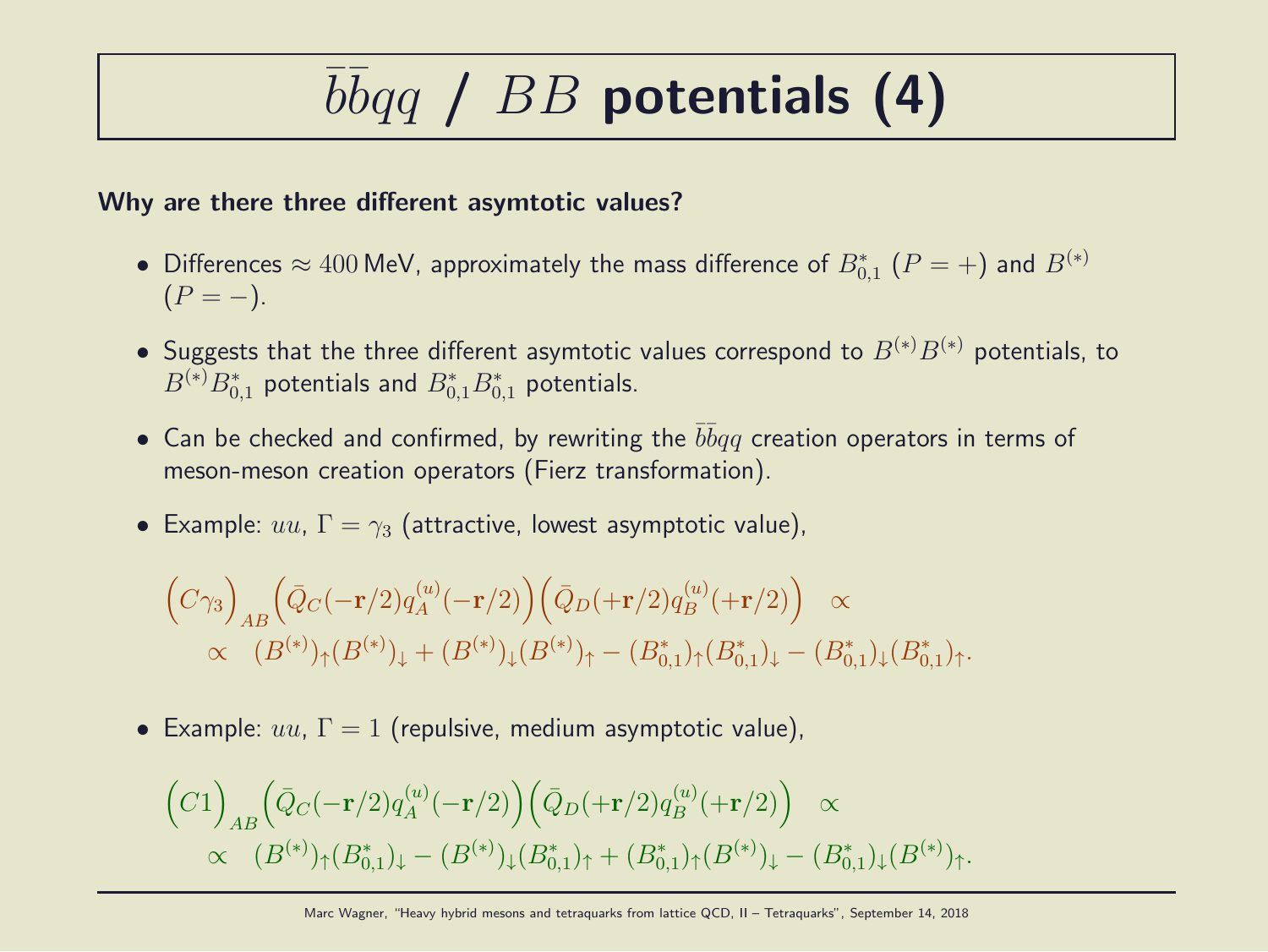# $\bar{b}\bar{b}qq$ / $BB$ potentials (4)

**Why are there three different asymtotic values?**

- Differences $\approx 400\,$MeV, approximately the mass difference of $B^*_{0,1}$ ($P = +$) and $B^{(*)}$ ($P = -$).
- Suggests that the three different asymtotic values correspond to $B^{(*)}B^{(*)}$ potentials, to $B^{(*)}B^*_{0,1}$ potentials and $B^*_{0,1}B^*_{0,1}$ potentials.
- Can be checked and confirmed, by rewriting the $\bar{b}\bar{b}qq$ creation operators in terms of meson-meson creation operators (Fierz transformation).
- Example: $uu$, $\Gamma = \gamma_3$ (attractive, lowest asymptotic value),

$$\Big(C\gamma_3\Big)_{AB}\Big(\bar{Q}_C(-\mathbf{r}/2)q^{(u)}_A(-\mathbf{r}/2)\Big)\Big(\bar{Q}_D(+\mathbf{r}/2)q^{(u)}_B(+\mathbf{r}/2)\Big) \quad \propto$$
$$\propto \quad (B^{(*)})_\uparrow(B^{(*)})_\downarrow + (B^{(*)})_\downarrow(B^{(*)})_\uparrow - (B^*_{0,1})_\uparrow(B^*_{0,1})_\downarrow - (B^*_{0,1})_\downarrow(B^*_{0,1})_\uparrow.$$

- Example: $uu$, $\Gamma = 1$ (repulsive, medium asymptotic value),

$$\Big(C1\Big)_{AB}\Big(\bar{Q}_C(-\mathbf{r}/2)q^{(u)}_A(-\mathbf{r}/2)\Big)\Big(\bar{Q}_D(+\mathbf{r}/2)q^{(u)}_B(+\mathbf{r}/2)\Big) \quad \propto$$
$$\propto \quad (B^{(*)})_\uparrow(B^*_{0,1})_\downarrow - (B^{(*)})_\downarrow(B^*_{0,1})_\uparrow + (B^*_{0,1})_\uparrow(B^{(*)})_\downarrow - (B^*_{0,1})_\downarrow(B^{(*)})_\uparrow.$$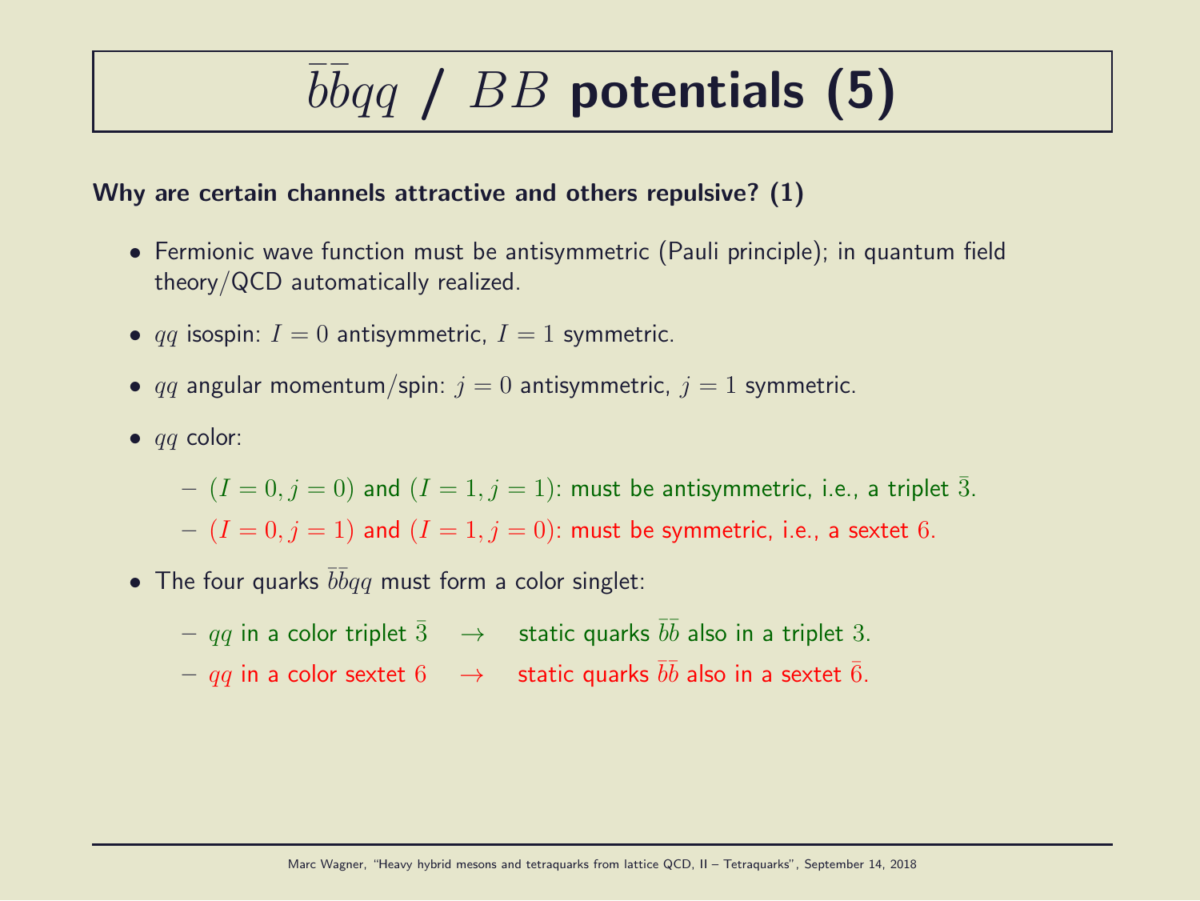# $\bar{b}\bar{b}qq$ / $BB$ potentials (5)

**Why are certain channels attractive and others repulsive? (1)**

- Fermionic wave function must be antisymmetric (Pauli principle); in quantum field theory/QCD automatically realized.
- $qq$ isospin: $I = 0$ antisymmetric, $I = 1$ symmetric.
- $qq$ angular momentum/spin: $j = 0$ antisymmetric, $j = 1$ symmetric.
- $qq$ color:
  - $(I = 0, j = 0)$ and $(I = 1, j = 1)$: must be antisymmetric, i.e., a triplet $\bar{3}$.
  - $(I = 0, j = 1)$ and $(I = 1, j = 0)$: must be symmetric, i.e., a sextet $6$.
- The four quarks $\bar{b}\bar{b}qq$ must form a color singlet:
  - $qq$ in a color triplet $\bar{3}$ $\rightarrow$ static quarks $\bar{b}\bar{b}$ also in a triplet $3$.
  - $qq$ in a color sextet $6$ $\rightarrow$ static quarks $\bar{b}\bar{b}$ also in a sextet $\bar{6}$.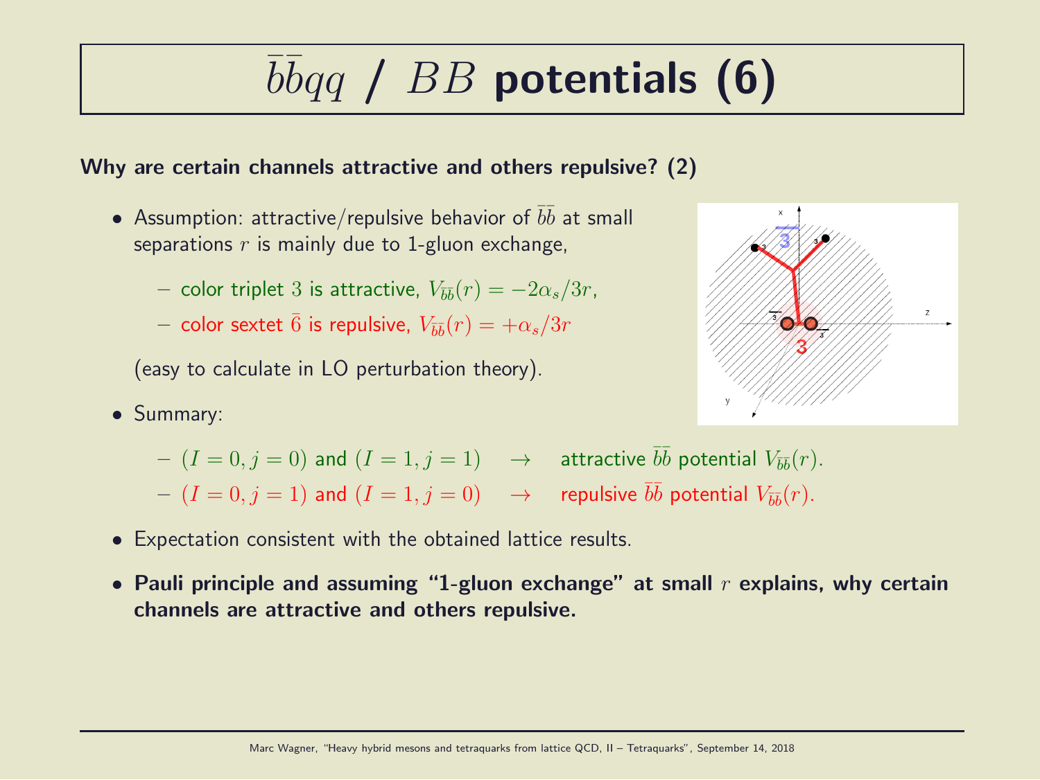# $\bar{b}\bar{b}qq$ / $BB$ potentials (6)

**Why are certain channels attractive and others repulsive? (2)**

- Assumption: attractive/repulsive behavior of $\bar{b}\bar{b}$ at small separations $r$ is mainly due to 1-gluon exchange,
  - color triplet $3$ is attractive, $V_{\bar{b}\bar{b}}(r) = -2\alpha_s/3r$,
  - color sextet $\bar{6}$ is repulsive, $V_{\bar{b}\bar{b}}(r) = +\alpha_s/3r$

  (easy to calculate in LO perturbation theory).

- Summary:
  - $(I = 0, j = 0)$ and $(I = 1, j = 1)$ $\quad\rightarrow\quad$ attractive $\bar{b}\bar{b}$ potential $V_{\bar{b}\bar{b}}(r)$.
  - $(I = 0, j = 1)$ and $(I = 1, j = 0)$ $\quad\rightarrow\quad$ repulsive $\bar{b}\bar{b}$ potential $V_{\bar{b}\bar{b}}(r)$.

- Expectation consistent with the obtained lattice results.

- **Pauli principle and assuming "1-gluon exchange" at small $r$ explains, why certain channels are attractive and others repulsive.**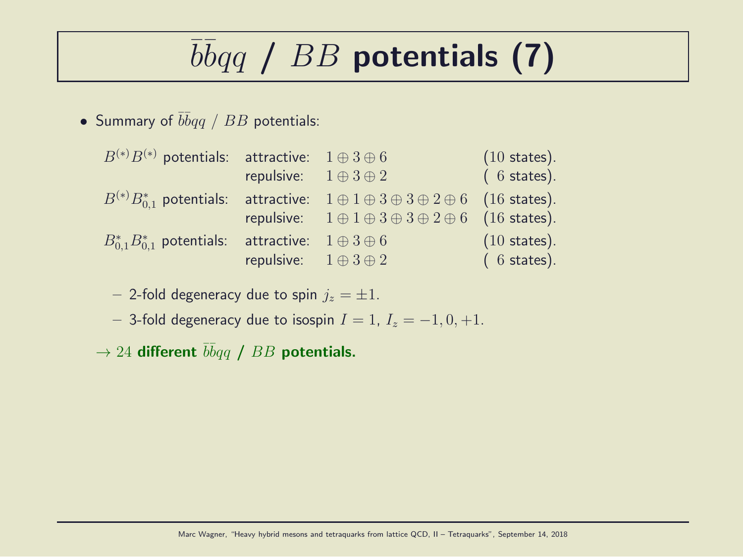# $\bar{b}\bar{b}qq$ / $BB$ potentials (7)

- Summary of $\bar{b}\bar{b}qq$ / $BB$ potentials:

| | | | |
|---|---|---|---|
| $B^{(*)}B^{(*)}$ potentials: | attractive: | $1 \oplus 3 \oplus 6$ | ($10$ states). |
| | repulsive: | $1 \oplus 3 \oplus 2$ | ( $6$ states). |
| $B^{(*)}B^*_{0,1}$ potentials: | attractive: | $1 \oplus 1 \oplus 3 \oplus 3 \oplus 2 \oplus 6$ | ($16$ states). |
| | repulsive: | $1 \oplus 1 \oplus 3 \oplus 3 \oplus 2 \oplus 6$ | ($16$ states). |
| $B^*_{0,1}B^*_{0,1}$ potentials: | attractive: | $1 \oplus 3 \oplus 6$ | ($10$ states). |
| | repulsive: | $1 \oplus 3 \oplus 2$ | ( $6$ states). |

  - 2-fold degeneracy due to spin $j_z = \pm 1$.
  - 3-fold degeneracy due to isospin $I = 1$, $I_z = -1, 0, +1$.

$\rightarrow 24$ **different $\bar{b}\bar{b}qq$ / $BB$ potentials.**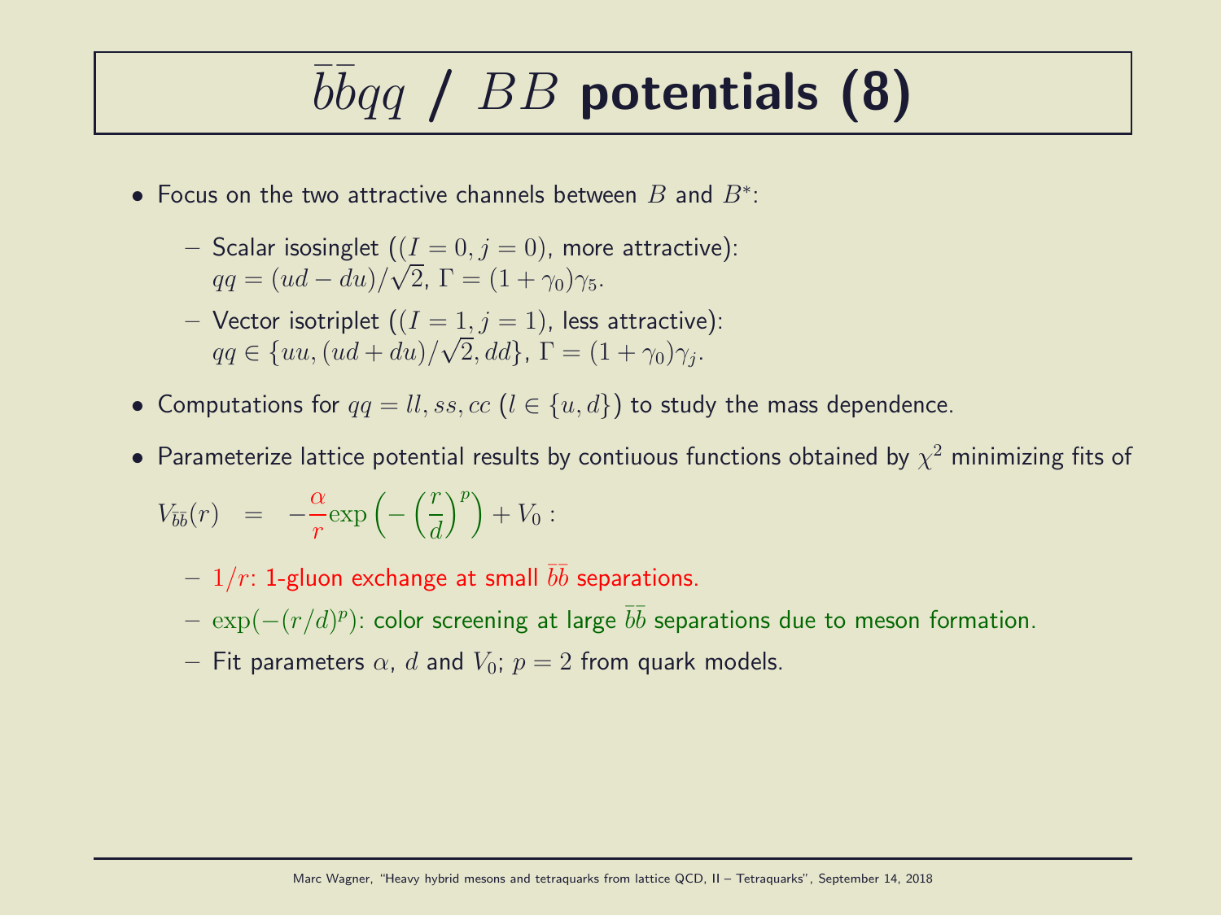# $\bar{b}\bar{b}qq$ / $BB$ potentials (8)

- Focus on the two attractive channels between $B$ and $B^*$:
  - Scalar isosinglet ($(I = 0, j = 0)$, more attractive):
    $qq = (ud - du)/\sqrt{2}$, $\Gamma = (1 + \gamma_0)\gamma_5$.
  - Vector isotriplet ($(I = 1, j = 1)$, less attractive):
    $qq \in \{uu, (ud + du)/\sqrt{2}, dd\}$, $\Gamma = (1 + \gamma_0)\gamma_j$.
- Computations for $qq = ll, ss, cc$ ($l \in \{u, d\}$) to study the mass dependence.
- Parameterize lattice potential results by contiuous functions obtained by $\chi^2$ minimizing fits of

$$V_{\bar{b}\bar{b}}(r) \;\; = \;\; -\frac{\alpha}{r}\exp\left(-\left(\frac{r}{d}\right)^p\right) + V_0 \, :$$

  - $1/r$: 1-gluon exchange at small $\bar{b}\bar{b}$ separations.
  - $\exp(-(r/d)^p)$: color screening at large $\bar{b}\bar{b}$ separations due to meson formation.
  - Fit parameters $\alpha$, $d$ and $V_0$; $p = 2$ from quark models.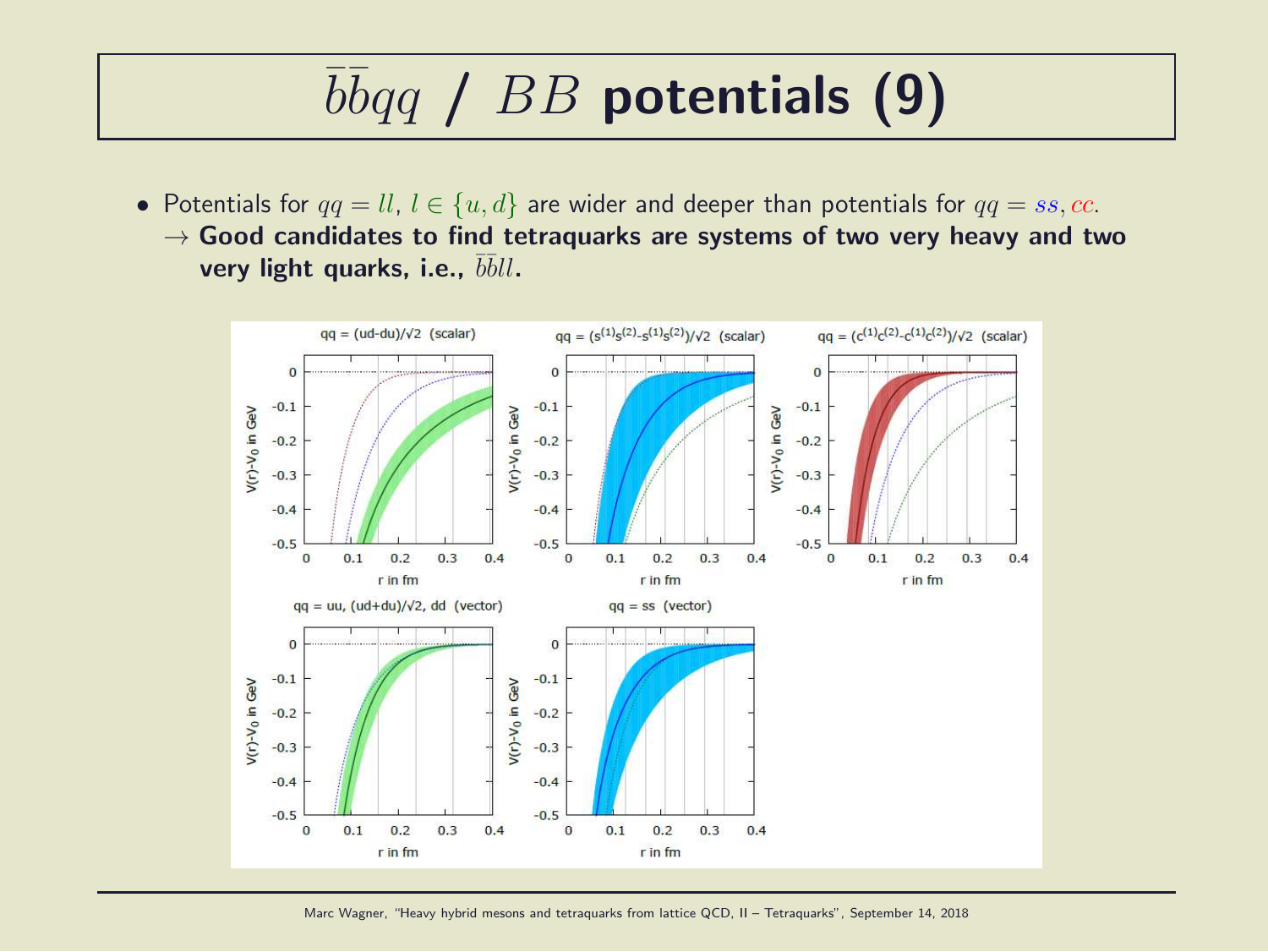# $\bar{b}\bar{b}qq$ / $BB$ potentials (9)

- Potentials for $qq = ll$, $l \in \{u, d\}$ are wider and deeper than potentials for $qq = ss, cc$.
  $\rightarrow$ **Good candidates to find tetraquarks are systems of two very heavy and two very light quarks, i.e., $\bar{b}\bar{b}ll$.**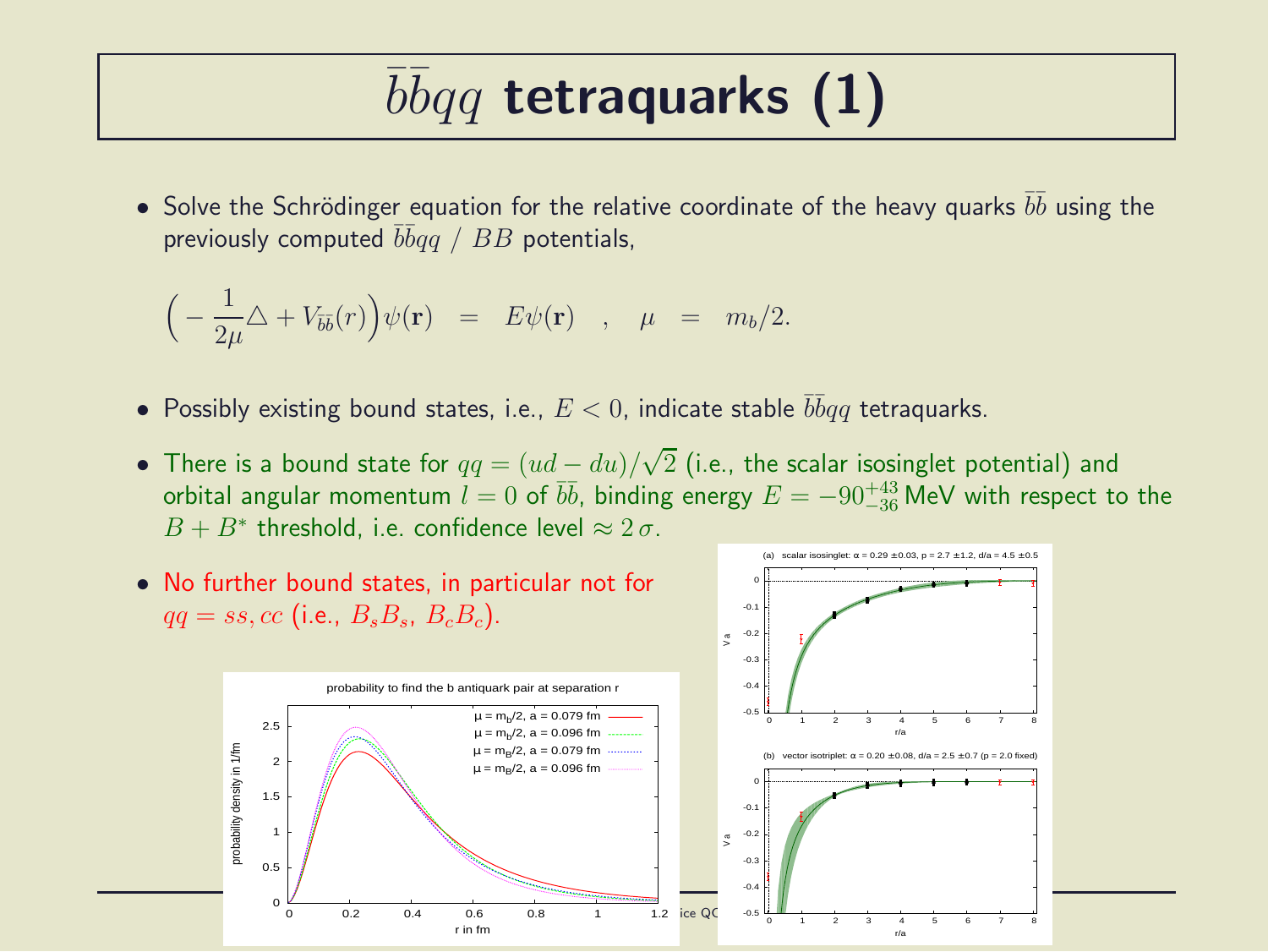# $\bar{b}\bar{b}qq$ tetraquarks (1)

- Solve the Schrödinger equation for the relative coordinate of the heavy quarks $\bar{b}\bar{b}$ using the previously computed $\bar{b}\bar{b}qq$ / $BB$ potentials,

$$\Big(-\frac{1}{2\mu}\triangle + V_{\bar{b}\bar{b}}(r)\Big)\psi(\mathbf{r}) \quad = \quad E\psi(\mathbf{r}) \quad , \quad \mu \quad = \quad m_b/2.$$

- Possibly existing bound states, i.e., $E < 0$, indicate stable $\bar{b}\bar{b}qq$ tetraquarks.
- There is a bound state for $qq = (ud - du)/\sqrt{2}$ (i.e., the scalar isosinglet potential) and orbital angular momentum $l = 0$ of $\bar{b}\bar{b}$, binding energy $E = -90^{+43}_{-36}$ MeV with respect to the $B + B^*$ threshold, i.e. confidence level $\approx 2\,\sigma$.
- No further bound states, in particular not for $qq = ss, cc$ (i.e., $B_s B_s$, $B_c B_c$).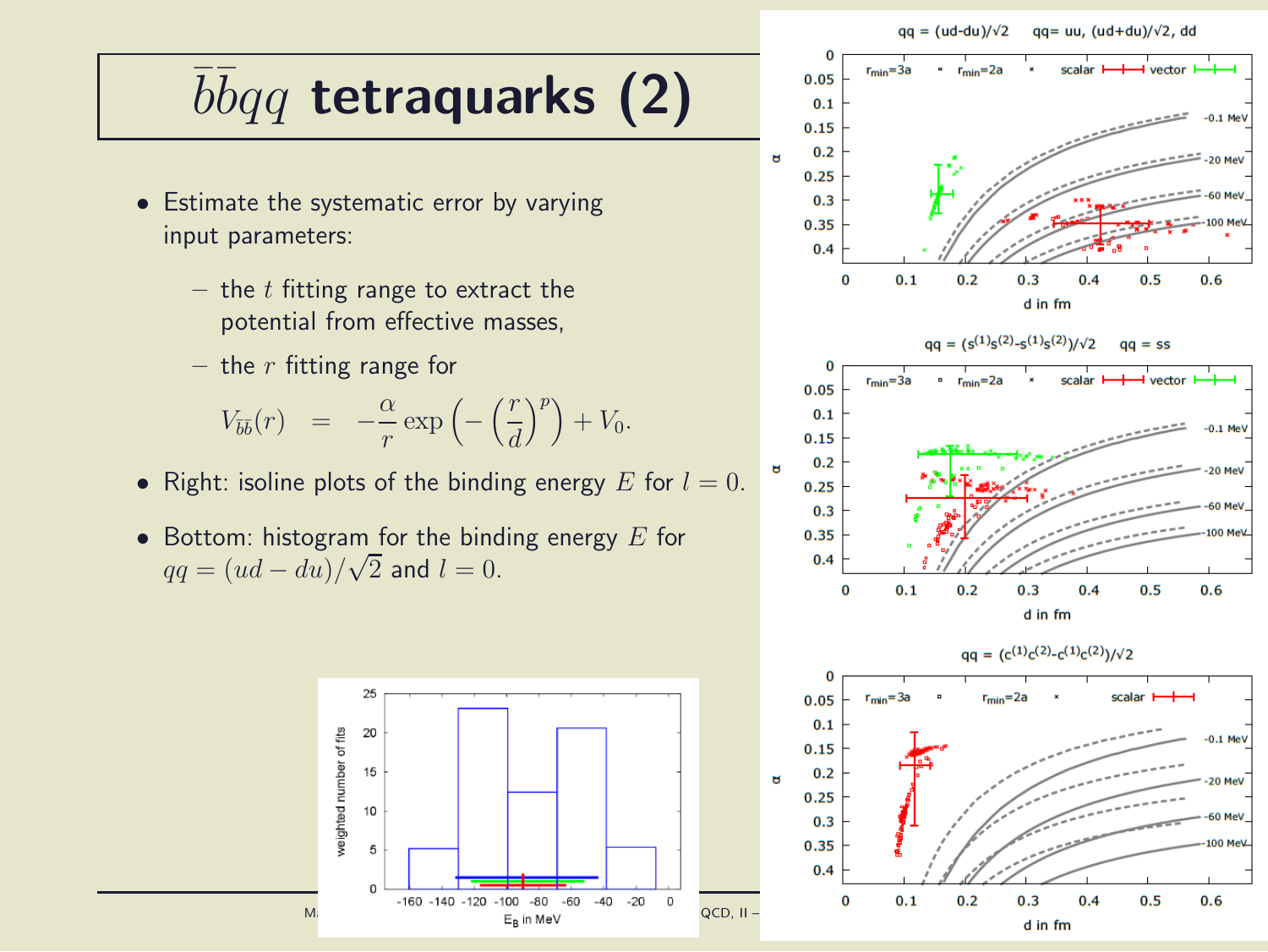# $\bar{b}\bar{b}qq$ tetraquarks (2)

- Estimate the systematic error by varying input parameters:
  - the $t$ fitting range to extract the potential from effective masses,
  - the $r$ fitting range for

$$V_{\bar{b}\bar{b}}(r) \quad = \quad -\frac{\alpha}{r} \exp\left(-\left(\frac{r}{d}\right)^p\right) + V_0.$$

- Right: isoline plots of the binding energy $E$ for $l = 0$.
- Bottom: histogram for the binding energy $E$ for $qq = (ud - du)/\sqrt{2}$ and $l = 0$.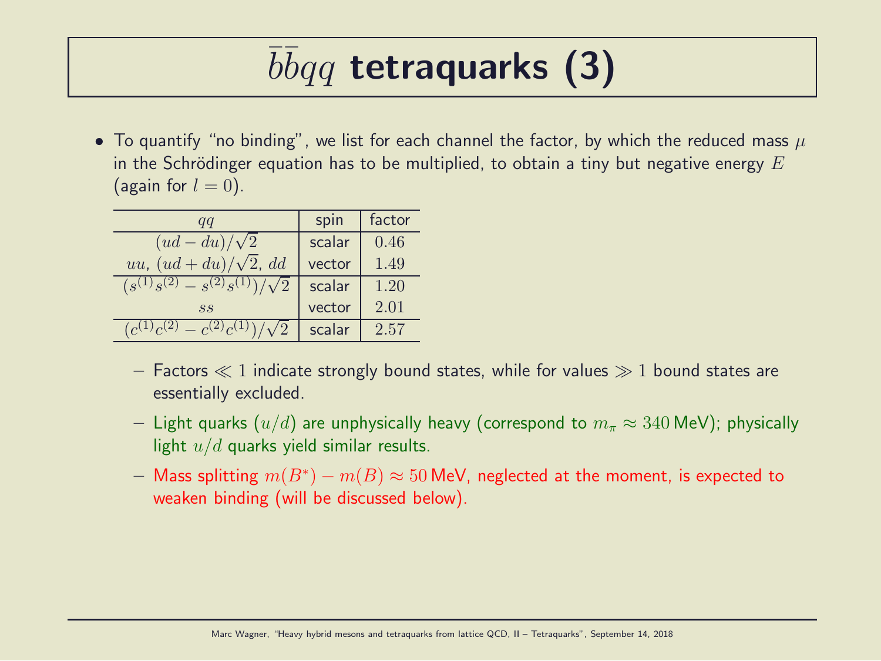# $\bar{b}\bar{b}qq$ tetraquarks (3)

- To quantify "no binding", we list for each channel the factor, by which the reduced mass $\mu$ in the Schrödinger equation has to be multiplied, to obtain a tiny but negative energy $E$ (again for $l = 0$).

| $qq$ | spin | factor |
|---|---|---|
| $(ud - du)/\sqrt{2}$ | scalar | $0.46$ |
| $uu$, $(ud + du)/\sqrt{2}$, $dd$ | vector | $1.49$ |
| $(s^{(1)}s^{(2)} - s^{(2)}s^{(1)})/\sqrt{2}$ | scalar | $1.20$ |
| $ss$ | vector | $2.01$ |
| $(c^{(1)}c^{(2)} - c^{(2)}c^{(1)})/\sqrt{2}$ | scalar | $2.57$ |

  - Factors $\ll 1$ indicate strongly bound states, while for values $\gg 1$ bound states are essentially excluded.
  - Light quarks ($u/d$) are unphysically heavy (correspond to $m_\pi \approx 340\,\text{MeV}$); physically light $u/d$ quarks yield similar results.
  - Mass splitting $m(B^*) - m(B) \approx 50\,\text{MeV}$, neglected at the moment, is expected to weaken binding (will be discussed below).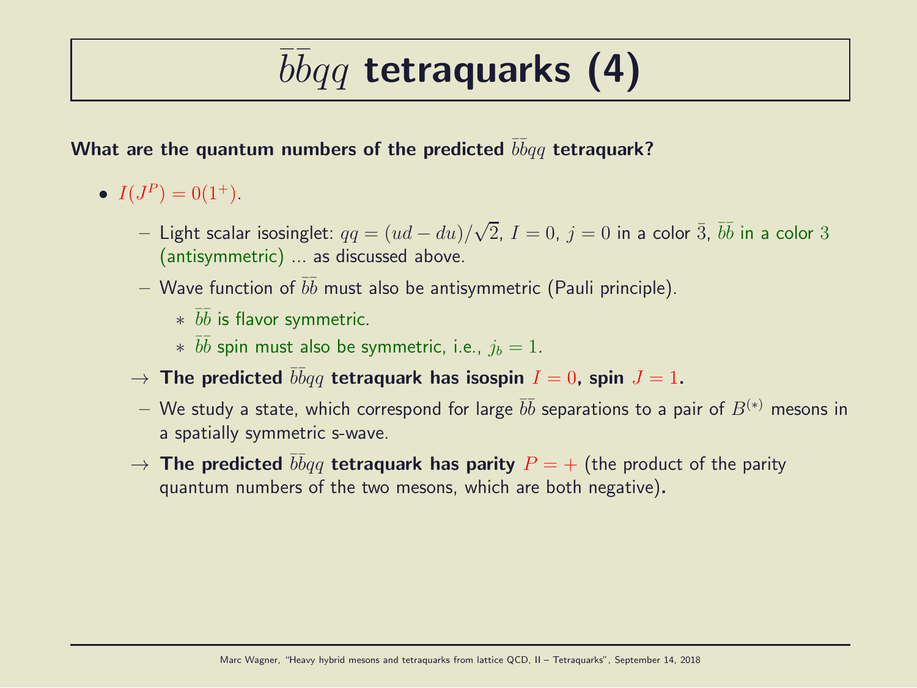# $\bar{b}\bar{b}qq$ tetraquarks (4)

**What are the quantum numbers of the predicted $\bar{b}\bar{b}qq$ tetraquark?**

- $I(J^P) = 0(1^+)$.
  - Light scalar isosinglet: $qq = (ud - du)/\sqrt{2}$, $I = 0$, $j = 0$ in a color $\bar{3}$, $\bar{b}\bar{b}$ in a color $3$ (antisymmetric) ... as discussed above.
  - Wave function of $\bar{b}\bar{b}$ must also be antisymmetric (Pauli principle).
    - $\bar{b}\bar{b}$ is flavor symmetric.
    - $\bar{b}\bar{b}$ spin must also be symmetric, i.e., $j_b = 1$.

  → **The predicted $\bar{b}\bar{b}qq$ tetraquark has isospin $I = 0$, spin $J = 1$.**

  - We study a state, which correspond for large $\bar{b}\bar{b}$ separations to a pair of $B^{(*)}$ mesons in a spatially symmetric s-wave.

  → **The predicted $\bar{b}\bar{b}qq$ tetraquark has parity $P = +$** (the product of the parity quantum numbers of the two mesons, which are both negative)**.**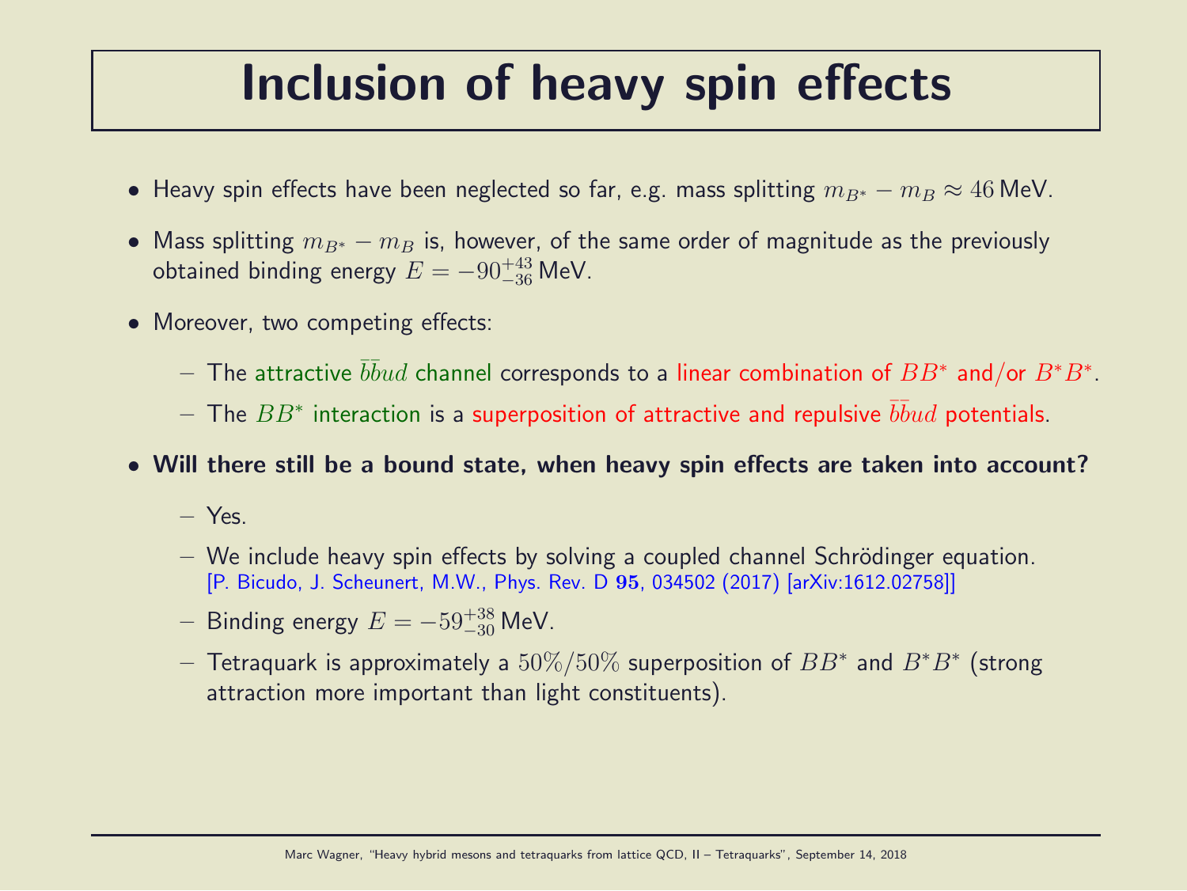# Inclusion of heavy spin effects

- Heavy spin effects have been neglected so far, e.g. mass splitting $m_{B^*} - m_B \approx 46\,\text{MeV}$.
- Mass splitting $m_{B^*} - m_B$ is, however, of the same order of magnitude as the previously obtained binding energy $E = -90^{+43}_{-36}\,\text{MeV}$.
- Moreover, two competing effects:
  - The attractive $\bar{b}\bar{b}ud$ channel corresponds to a linear combination of $BB^*$ and/or $B^*B^*$.
  - The $BB^*$ interaction is a superposition of attractive and repulsive $\bar{b}\bar{b}ud$ potentials.
- **Will there still be a bound state, when heavy spin effects are taken into account?**
  - Yes.
  - We include heavy spin effects by solving a coupled channel Schrödinger equation.
    [P. Bicudo, J. Scheunert, M.W., Phys. Rev. D **95**, 034502 (2017) [arXiv:1612.02758]]
  - Binding energy $E = -59^{+38}_{-30}\,\text{MeV}$.
  - Tetraquark is approximately a $50\%/50\%$ superposition of $BB^*$ and $B^*B^*$ (strong attraction more important than light constituents).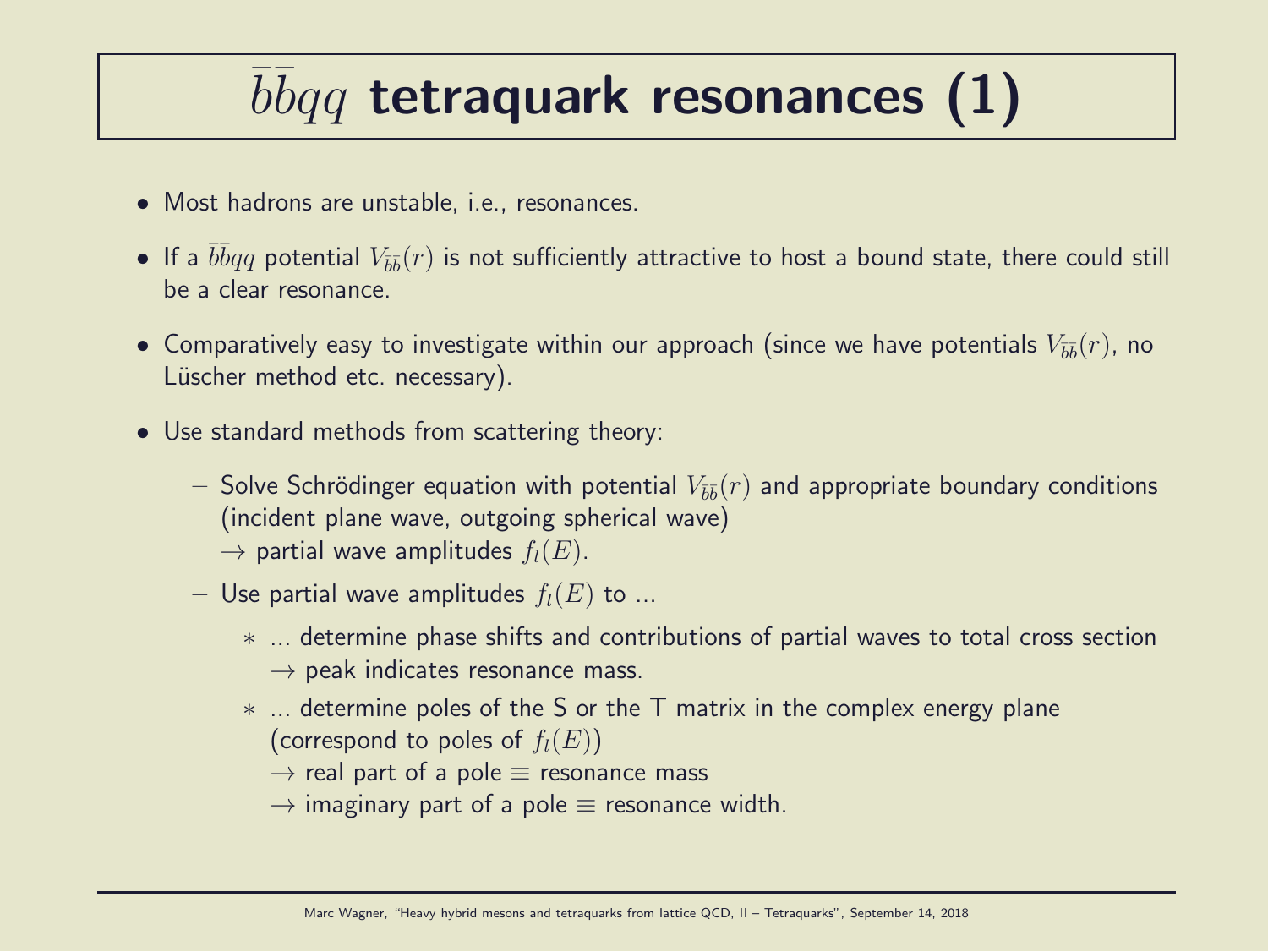# $\bar{b}\bar{b}qq$ tetraquark resonances (1)

- Most hadrons are unstable, i.e., resonances.
- If a $\bar{b}\bar{b}qq$ potential $V_{\bar{b}\bar{b}}(r)$ is not sufficiently attractive to host a bound state, there could still be a clear resonance.
- Comparatively easy to investigate within our approach (since we have potentials $V_{\bar{b}\bar{b}}(r)$, no Lüscher method etc. necessary).
- Use standard methods from scattering theory:
  - Solve Schrödinger equation with potential $V_{\bar{b}\bar{b}}(r)$ and appropriate boundary conditions (incident plane wave, outgoing spherical wave)
    $\rightarrow$ partial wave amplitudes $f_l(E)$.
  - Use partial wave amplitudes $f_l(E)$ to ...
    - ... determine phase shifts and contributions of partial waves to total cross section
      $\rightarrow$ peak indicates resonance mass.
    - ... determine poles of the S or the T matrix in the complex energy plane (correspond to poles of $f_l(E)$)
      $\rightarrow$ real part of a pole $\equiv$ resonance mass
      $\rightarrow$ imaginary part of a pole $\equiv$ resonance width.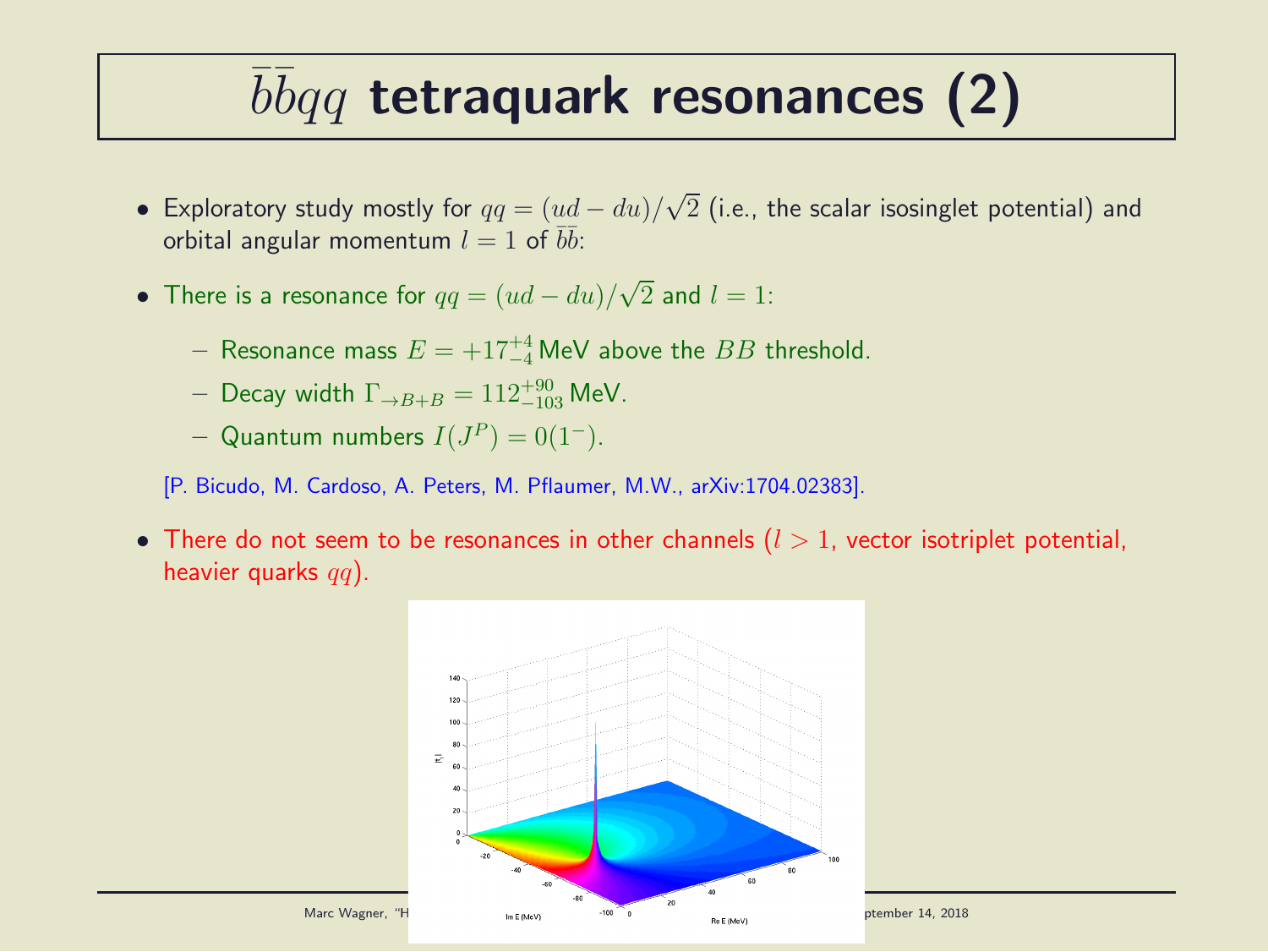# $\bar{b}\bar{b}qq$ tetraquark resonances (2)

- Exploratory study mostly for $qq = (ud - du)/\sqrt{2}$ (i.e., the scalar isosinglet potential) and orbital angular momentum $l = 1$ of $\bar{b}\bar{b}$:

- There is a resonance for $qq = (ud - du)/\sqrt{2}$ and $l = 1$:
  - Resonance mass $E = +17^{+4}_{-4}$ MeV above the $BB$ threshold.
  - Decay width $\Gamma_{\to B+B} = 112^{+90}_{-103}$ MeV.
  - Quantum numbers $I(J^P) = 0(1^-)$.

  [P. Bicudo, M. Cardoso, A. Peters, M. Pflaumer, M.W., arXiv:1704.02383].

- There do not seem to be resonances in other channels ($l > 1$, vector isotriplet potential, heavier quarks $qq$).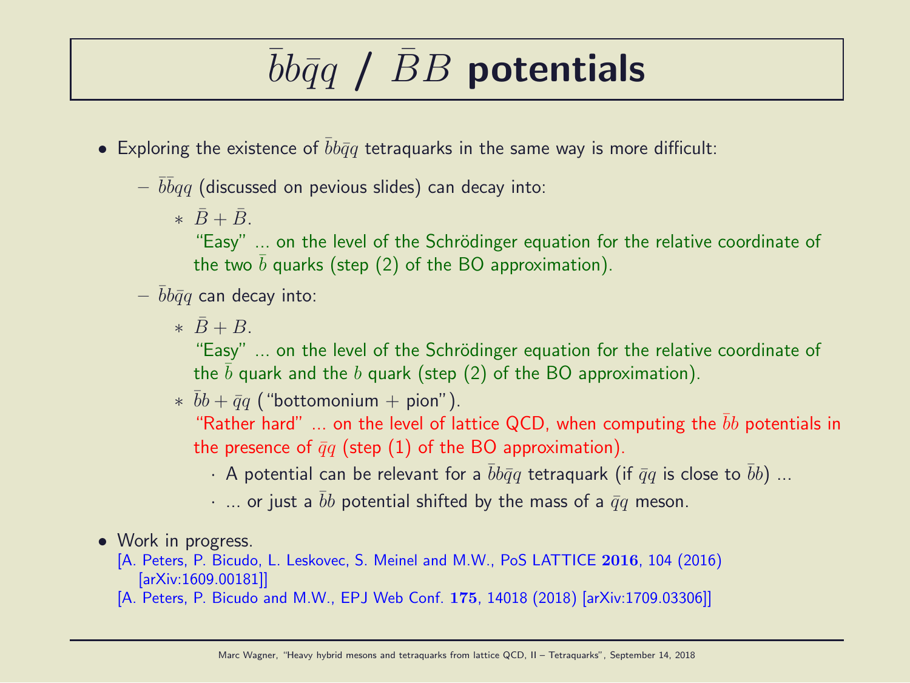# $\bar{b}b\bar{q}q$ / $\bar{B}B$ potentials

- Exploring the existence of $\bar{b}b\bar{q}q$ tetraquarks in the same way is more difficult:
  - $\bar{b}\bar{b}qq$ (discussed on pevious slides) can decay into:
    - $\bar{B} + \bar{B}$.
      "Easy" ... on the level of the Schrödinger equation for the relative coordinate of the two $\bar{b}$ quarks (step (2) of the BO approximation).
  - $\bar{b}b\bar{q}q$ can decay into:
    - $\bar{B} + B$.
      "Easy" ... on the level of the Schrödinger equation for the relative coordinate of the $\bar{b}$ quark and the $b$ quark (step (2) of the BO approximation).
    - $\bar{b}b + \bar{q}q$ ("bottomonium + pion").
      "Rather hard" ... on the level of lattice QCD, when computing the $\bar{b}b$ potentials in the presence of $\bar{q}q$ (step (1) of the BO approximation).
      - A potential can be relevant for a $\bar{b}b\bar{q}q$ tetraquark (if $\bar{q}q$ is close to $\bar{b}b$) ...
      - ... or just a $\bar{b}b$ potential shifted by the mass of a $\bar{q}q$ meson.
- Work in progress.
  [A. Peters, P. Bicudo, L. Leskovec, S. Meinel and M.W., PoS LATTICE **2016**, 104 (2016) [arXiv:1609.00181]]
  [A. Peters, P. Bicudo and M.W., EPJ Web Conf. **175**, 14018 (2018) [arXiv:1709.03306]]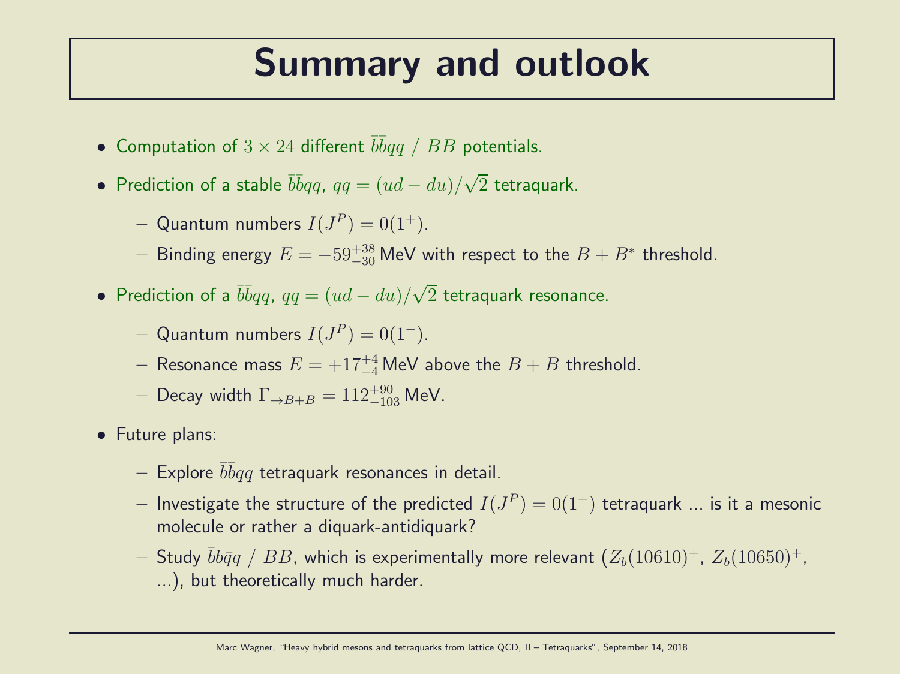# Summary and outlook

- Computation of $3 \times 24$ different $\bar{b}\bar{b}qq$ / $BB$ potentials.
- Prediction of a stable $\bar{b}\bar{b}qq$, $qq = (ud - du)/\sqrt{2}$ tetraquark.
  - Quantum numbers $I(J^P) = 0(1^+)$.
  - Binding energy $E = -59^{+38}_{-30}\,\text{MeV}$ with respect to the $B + B^*$ threshold.
- Prediction of a $\bar{b}\bar{b}qq$, $qq = (ud - du)/\sqrt{2}$ tetraquark resonance.
  - Quantum numbers $I(J^P) = 0(1^-)$.
  - Resonance mass $E = +17^{+4}_{-4}\,\text{MeV}$ above the $B + B$ threshold.
  - Decay width $\Gamma_{\rightarrow B+B} = 112^{+90}_{-103}\,\text{MeV}$.
- Future plans:
  - Explore $\bar{b}\bar{b}qq$ tetraquark resonances in detail.
  - Investigate the structure of the predicted $I(J^P) = 0(1^+)$ tetraquark ... is it a mesonic molecule or rather a diquark-antidiquark?
  - Study $\bar{b}b\bar{q}q$ / $BB$, which is experimentally more relevant ($Z_b(10610)^+$, $Z_b(10650)^+$, ...), but theoretically much harder.